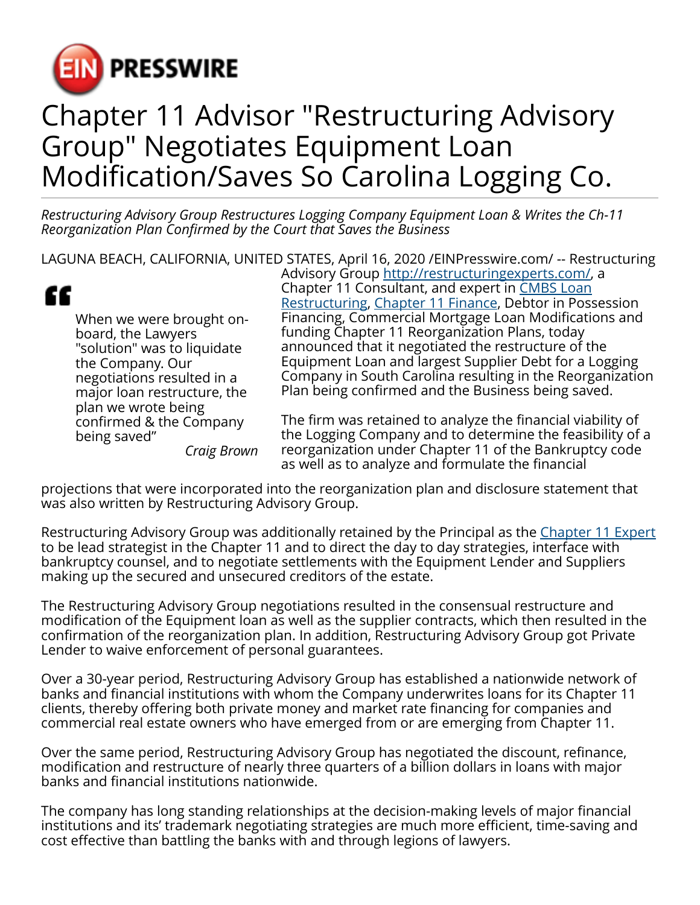EIN PRESSWIRE

# Chapter 11 Advisor "Restructuring Advisory Group" Negotiates Equipment Loan Modification/Saves So Carolina Logging Co.

*Restructuring Advisory Group Restructures Logging Company Equipment Loan & Writes the Ch-11 Reorganization Plan Confirmed by the Court that Saves the Business*

> When we were brought on-board, the Lawyers "solution" was to liquidate the Company. Our negotiations resulted in a major loan restructure, the plan we wrote being confirmed & the Company being saved”
>
> *Craig Brown*

LAGUNA BEACH, CALIFORNIA, UNITED STATES, April 16, 2020 /EINPresswire.com/ -- Restructuring Advisory Group http://restructuringexperts.com/, a Chapter 11 Consultant, and expert in CMBS Loan Restructuring, Chapter 11 Finance, Debtor in Possession Financing, Commercial Mortgage Loan Modifications and funding Chapter 11 Reorganization Plans, today announced that it negotiated the restructure of the Equipment Loan and largest Supplier Debt for a Logging Company in South Carolina resulting in the Reorganization Plan being confirmed and the Business being saved.

The firm was retained to analyze the financial viability of the Logging Company and to determine the feasibility of a reorganization under Chapter 11 of the Bankruptcy code as well as to analyze and formulate the financial projections that were incorporated into the reorganization plan and disclosure statement that was also written by Restructuring Advisory Group.

Restructuring Advisory Group was additionally retained by the Principal as the Chapter 11 Expert to be lead strategist in the Chapter 11 and to direct the day to day strategies, interface with bankruptcy counsel, and to negotiate settlements with the Equipment Lender and Suppliers making up the secured and unsecured creditors of the estate.

The Restructuring Advisory Group negotiations resulted in the consensual restructure and modification of the Equipment loan as well as the supplier contracts, which then resulted in the confirmation of the reorganization plan. In addition, Restructuring Advisory Group got Private Lender to waive enforcement of personal guarantees.

Over a 30-year period, Restructuring Advisory Group has established a nationwide network of banks and financial institutions with whom the Company underwrites loans for its Chapter 11 clients, thereby offering both private money and market rate financing for companies and commercial real estate owners who have emerged from or are emerging from Chapter 11.

Over the same period, Restructuring Advisory Group has negotiated the discount, refinance, modification and restructure of nearly three quarters of a billion dollars in loans with major banks and financial institutions nationwide.

The company has long standing relationships at the decision-making levels of major financial institutions and its’ trademark negotiating strategies are much more efficient, time-saving and cost effective than battling the banks with and through legions of lawyers.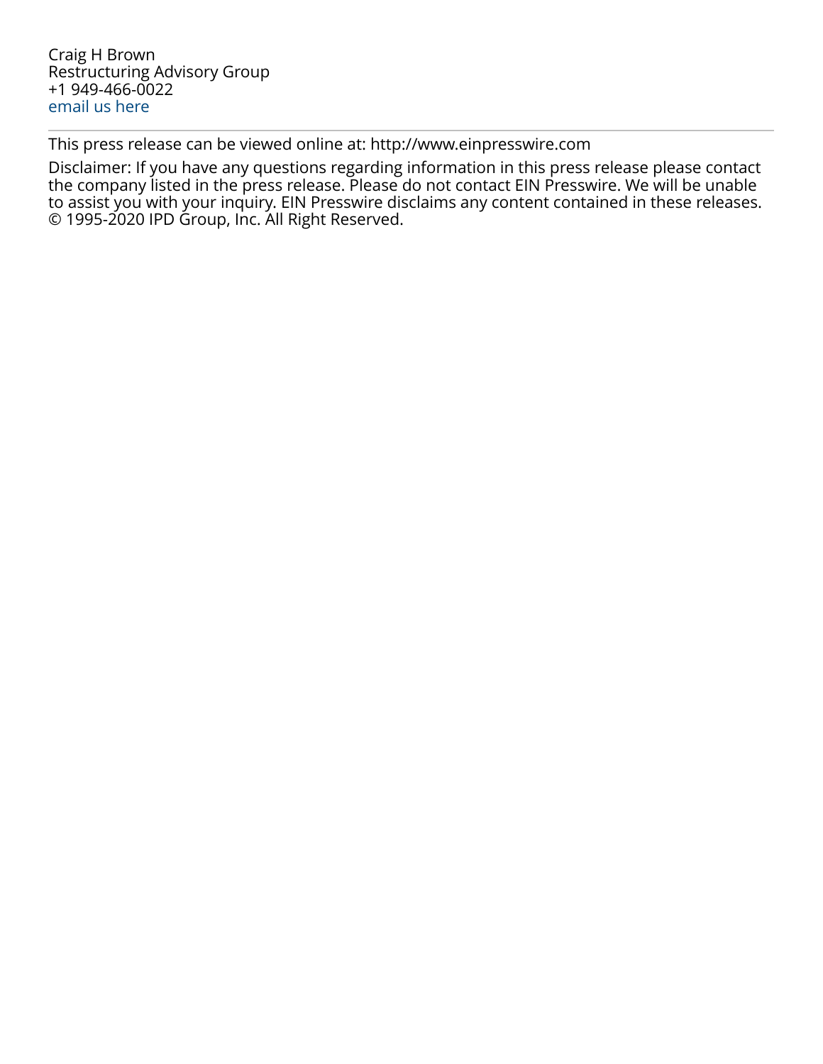Craig H Brown
Restructuring Advisory Group
+1 949-466-0022
email us here

---

This press release can be viewed online at: http://www.einpresswire.com

Disclaimer: If you have any questions regarding information in this press release please contact the company listed in the press release. Please do not contact EIN Presswire. We will be unable to assist you with your inquiry. EIN Presswire disclaims any content contained in these releases. © 1995-2020 IPD Group, Inc. All Right Reserved.